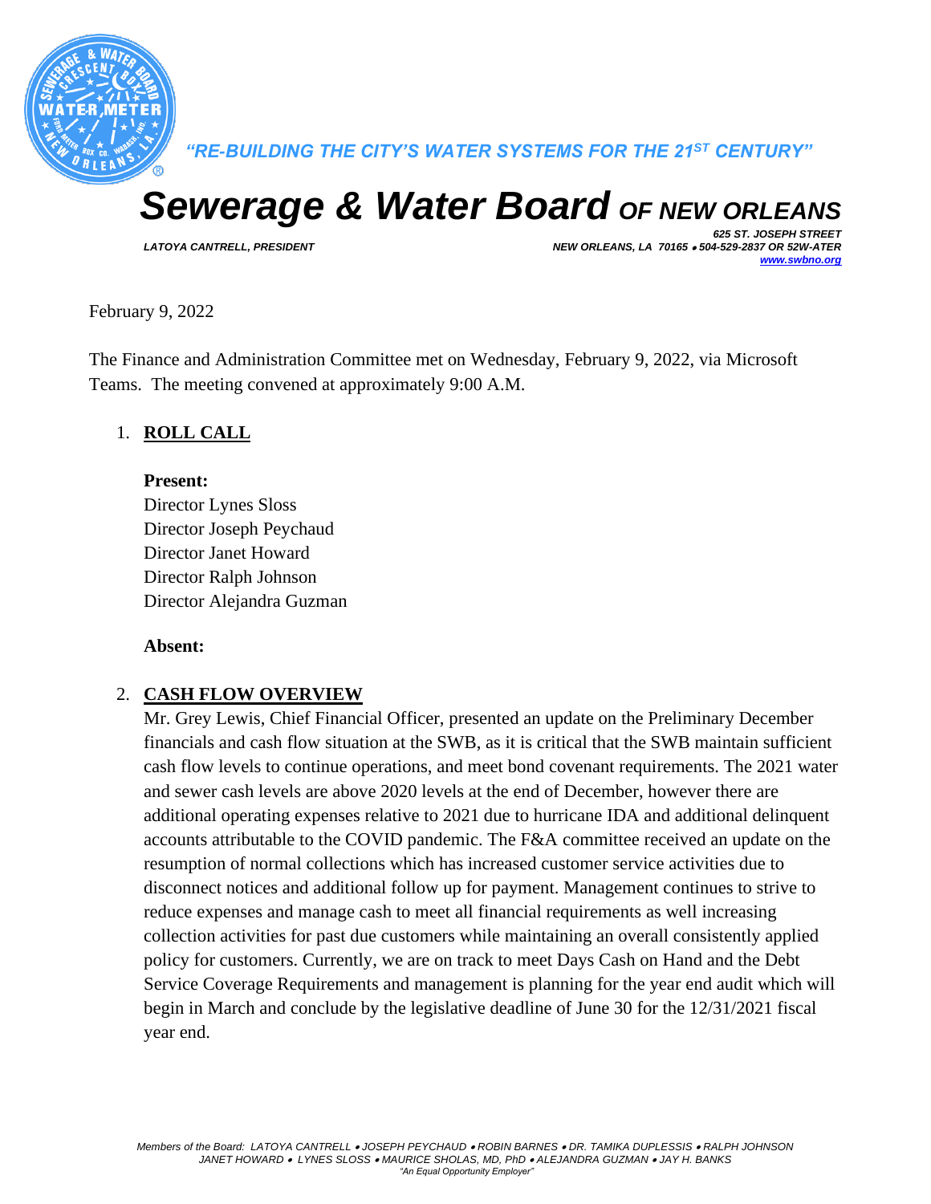*"RE-BUILDING THE CITY'S WATER SYSTEMS FOR THE 21ST CENTURY"*

# *Sewerage & Water Board OF NEW ORLEANS*

*LATOYA CANTRELL, PRESIDENT*

*625 ST. JOSEPH STREET*
*NEW ORLEANS, LA 70165 • 504-529-2837 OR 52W-ATER*
*www.swbno.org*

February 9, 2022

The Finance and Administration Committee met on Wednesday, February 9, 2022, via Microsoft Teams. The meeting convened at approximately 9:00 A.M.

1. **ROLL CALL**

   **Present:**
   Director Lynes Sloss
   Director Joseph Peychaud
   Director Janet Howard
   Director Ralph Johnson
   Director Alejandra Guzman

   **Absent:**

2. **CASH FLOW OVERVIEW**
   Mr. Grey Lewis, Chief Financial Officer, presented an update on the Preliminary December financials and cash flow situation at the SWB, as it is critical that the SWB maintain sufficient cash flow levels to continue operations, and meet bond covenant requirements. The 2021 water and sewer cash levels are above 2020 levels at the end of December, however there are additional operating expenses relative to 2021 due to hurricane IDA and additional delinquent accounts attributable to the COVID pandemic. The F&A committee received an update on the resumption of normal collections which has increased customer service activities due to disconnect notices and additional follow up for payment. Management continues to strive to reduce expenses and manage cash to meet all financial requirements as well increasing collection activities for past due customers while maintaining an overall consistently applied policy for customers. Currently, we are on track to meet Days Cash on Hand and the Debt Service Coverage Requirements and management is planning for the year end audit which will begin in March and conclude by the legislative deadline of June 30 for the 12/31/2021 fiscal year end.

*Members of the Board: LATOYA CANTRELL • JOSEPH PEYCHAUD • ROBIN BARNES • DR. TAMIKA DUPLESSIS • RALPH JOHNSON JANET HOWARD • LYNES SLOSS • MAURICE SHOLAS, MD, PhD • ALEJANDRA GUZMAN • JAY H. BANKS*
*"An Equal Opportunity Employer"*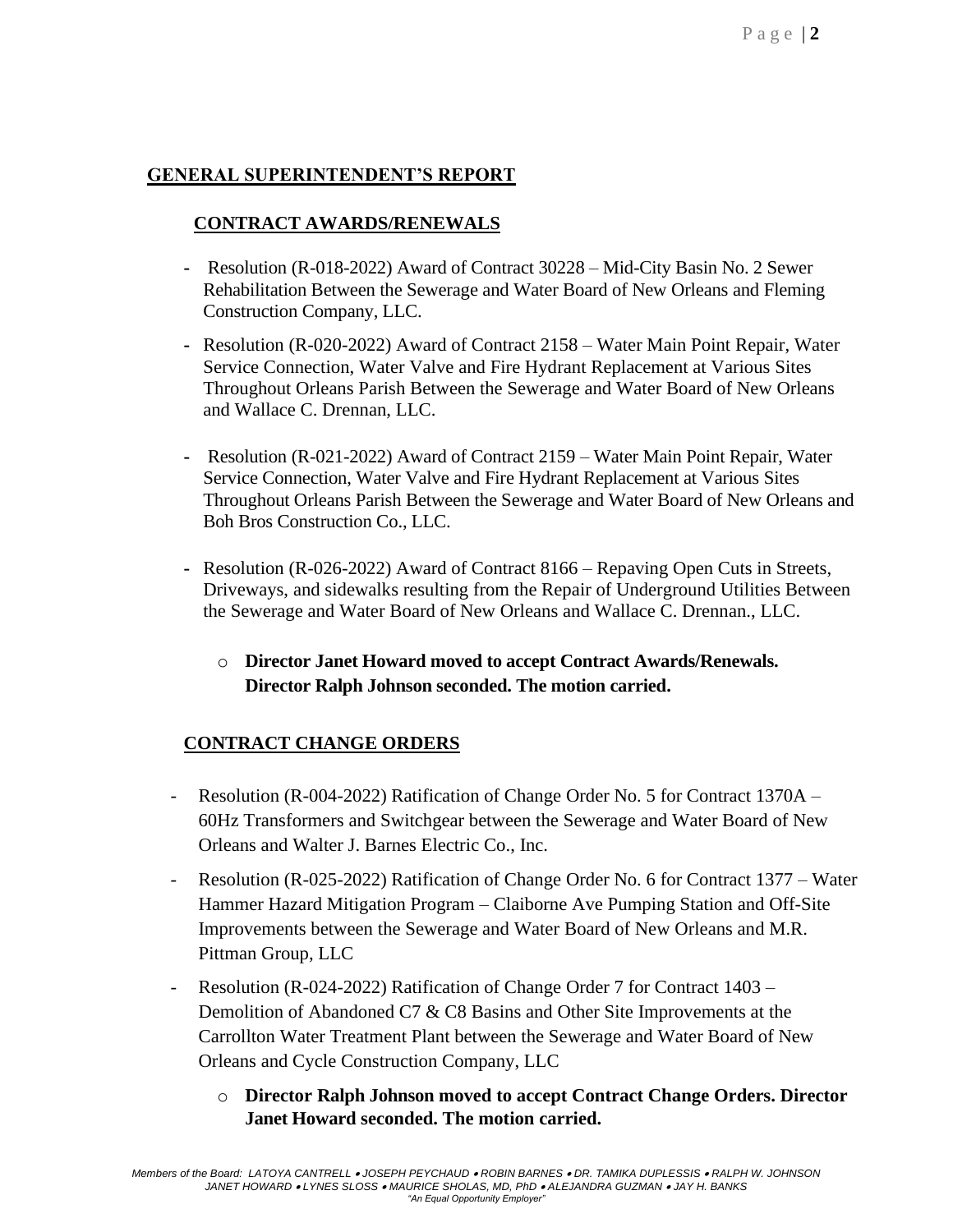## GENERAL SUPERINTENDENT'S REPORT

### CONTRACT AWARDS/RENEWALS

- Resolution (R-018-2022) Award of Contract 30228 – Mid-City Basin No. 2 Sewer Rehabilitation Between the Sewerage and Water Board of New Orleans and Fleming Construction Company, LLC.
- Resolution (R-020-2022) Award of Contract 2158 – Water Main Point Repair, Water Service Connection, Water Valve and Fire Hydrant Replacement at Various Sites Throughout Orleans Parish Between the Sewerage and Water Board of New Orleans and Wallace C. Drennan, LLC.
- Resolution (R-021-2022) Award of Contract 2159 – Water Main Point Repair, Water Service Connection, Water Valve and Fire Hydrant Replacement at Various Sites Throughout Orleans Parish Between the Sewerage and Water Board of New Orleans and Boh Bros Construction Co., LLC.
- Resolution (R-026-2022) Award of Contract 8166 – Repaving Open Cuts in Streets, Driveways, and sidewalks resulting from the Repair of Underground Utilities Between the Sewerage and Water Board of New Orleans and Wallace C. Drennan., LLC.
  - **Director Janet Howard moved to accept Contract Awards/Renewals. Director Ralph Johnson seconded. The motion carried.**

### CONTRACT CHANGE ORDERS

- Resolution (R-004-2022) Ratification of Change Order No. 5 for Contract 1370A – 60Hz Transformers and Switchgear between the Sewerage and Water Board of New Orleans and Walter J. Barnes Electric Co., Inc.
- Resolution (R-025-2022) Ratification of Change Order No. 6 for Contract 1377 – Water Hammer Hazard Mitigation Program – Claiborne Ave Pumping Station and Off-Site Improvements between the Sewerage and Water Board of New Orleans and M.R. Pittman Group, LLC
- Resolution (R-024-2022) Ratification of Change Order 7 for Contract 1403 – Demolition of Abandoned C7 & C8 Basins and Other Site Improvements at the Carrollton Water Treatment Plant between the Sewerage and Water Board of New Orleans and Cycle Construction Company, LLC
  - **Director Ralph Johnson moved to accept Contract Change Orders. Director Janet Howard seconded. The motion carried.**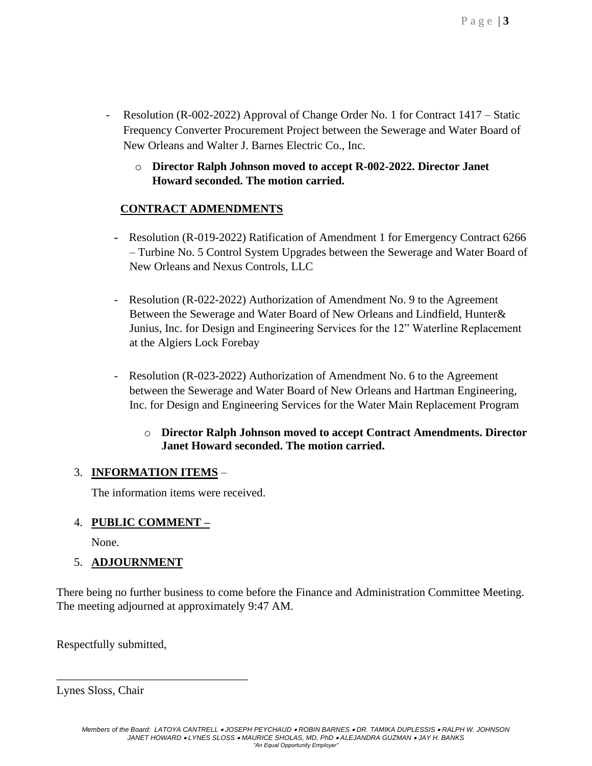- Resolution (R-002-2022) Approval of Change Order No. 1 for Contract 1417 – Static Frequency Converter Procurement Project between the Sewerage and Water Board of New Orleans and Walter J. Barnes Electric Co., Inc.
  - **Director Ralph Johnson moved to accept R-002-2022. Director Janet Howard seconded. The motion carried.**

**CONTRACT ADMENDMENTS**

- Resolution (R-019-2022) Ratification of Amendment 1 for Emergency Contract 6266 – Turbine No. 5 Control System Upgrades between the Sewerage and Water Board of New Orleans and Nexus Controls, LLC

- Resolution (R-022-2022) Authorization of Amendment No. 9 to the Agreement Between the Sewerage and Water Board of New Orleans and Lindfield, Hunter& Junius, Inc. for Design and Engineering Services for the 12" Waterline Replacement at the Algiers Lock Forebay

- Resolution (R-023-2022) Authorization of Amendment No. 6 to the Agreement between the Sewerage and Water Board of New Orleans and Hartman Engineering, Inc. for Design and Engineering Services for the Water Main Replacement Program
  - **Director Ralph Johnson moved to accept Contract Amendments. Director Janet Howard seconded. The motion carried.**

3. **INFORMATION ITEMS** –

   The information items were received.

4. **PUBLIC COMMENT –**

   None.

5. **ADJOURNMENT**

There being no further business to come before the Finance and Administration Committee Meeting. The meeting adjourned at approximately 9:47 AM.

Respectfully submitted,

\_\_\_\_\_\_\_\_\_\_\_\_\_\_\_\_\_\_\_\_\_\_\_\_\_\_\_\_\_\_\_\_\_

Lynes Sloss, Chair

*Members of the Board: LATOYA CANTRELL • JOSEPH PEYCHAUD • ROBIN BARNES • DR. TAMIKA DUPLESSIS • RALPH W. JOHNSON JANET HOWARD • LYNES SLOSS • MAURICE SHOLAS, MD, PhD • ALEJANDRA GUZMAN • JAY H. BANKS*
*"An Equal Opportunity Employer"*